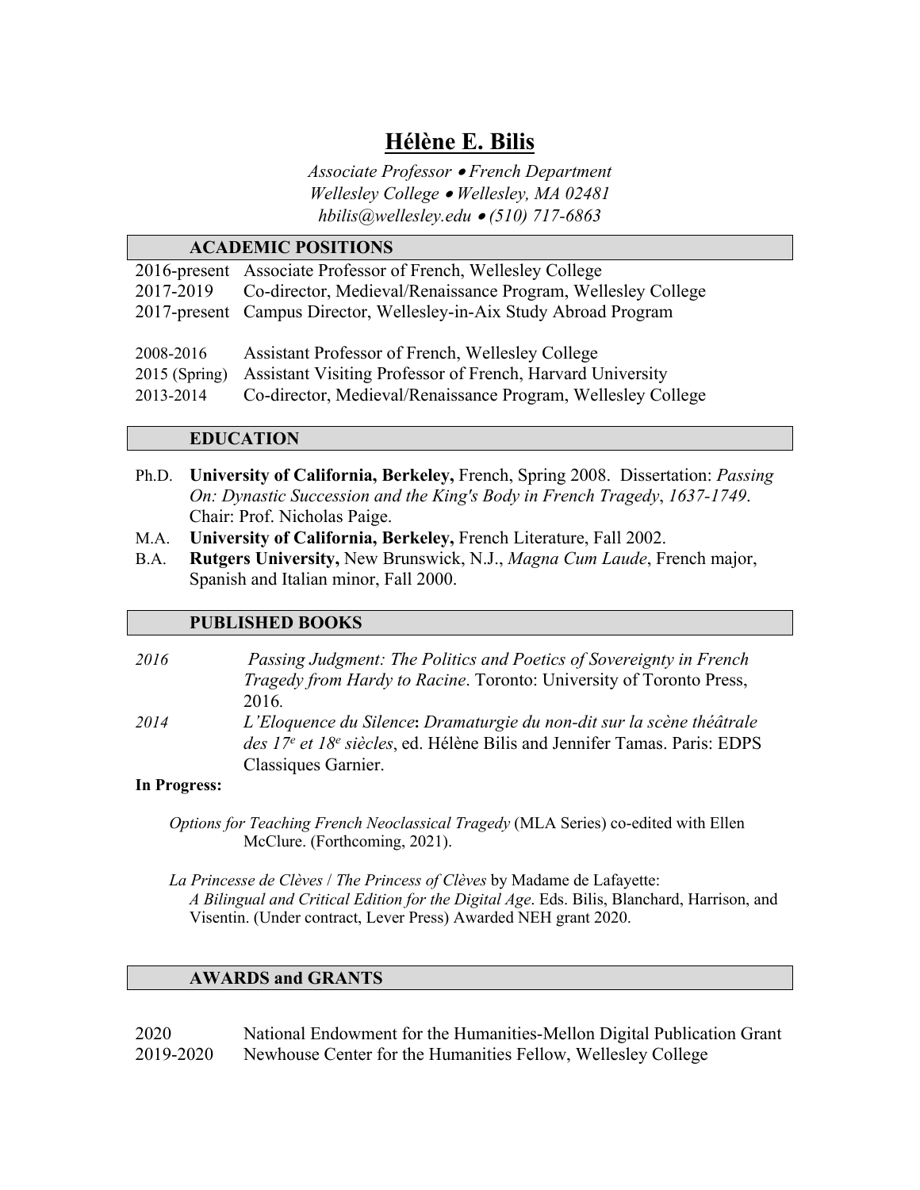# Hélène E. Bilis

*Associate Professor • French Department*
*Wellesley College • Wellesley, MA 02481*
*hbilis@wellesley.edu • (510) 717-6863*

## ACADEMIC POSITIONS

2016-present Associate Professor of French, Wellesley College
2017-2019 Co-director, Medieval/Renaissance Program, Wellesley College
2017-present Campus Director, Wellesley-in-Aix Study Abroad Program

2008-2016 Assistant Professor of French, Wellesley College
2015 (Spring) Assistant Visiting Professor of French, Harvard University
2013-2014 Co-director, Medieval/Renaissance Program, Wellesley College

## EDUCATION

- Ph.D. **University of California, Berkeley,** French, Spring 2008. Dissertation: *Passing On: Dynastic Succession and the King's Body in French Tragedy*, *1637-1749*. Chair: Prof. Nicholas Paige.
- M.A. **University of California, Berkeley,** French Literature, Fall 2002.
- B.A. **Rutgers University,** New Brunswick, N.J., *Magna Cum Laude*, French major, Spanish and Italian minor, Fall 2000.

## PUBLISHED BOOKS

*2016* *Passing Judgment: The Politics and Poetics of Sovereignty in French Tragedy from Hardy to Racine*. Toronto: University of Toronto Press, 2016.

*2014* *L'Eloquence du Silence***:** *Dramaturgie du non-dit sur la scène théâtrale des 17e et 18e siècles*, ed. Hélène Bilis and Jennifer Tamas. Paris: EDPS Classiques Garnier.

**In Progress:**

*Options for Teaching French Neoclassical Tragedy* (MLA Series) co-edited with Ellen McClure. (Forthcoming, 2021).

*La Princesse de Clèves* / *The Princess of Clèves* by Madame de Lafayette: *A Bilingual and Critical Edition for the Digital Age*. Eds. Bilis, Blanchard, Harrison, and Visentin. (Under contract, Lever Press) Awarded NEH grant 2020.

## AWARDS and GRANTS

2020 National Endowment for the Humanities-Mellon Digital Publication Grant
2019-2020 Newhouse Center for the Humanities Fellow, Wellesley College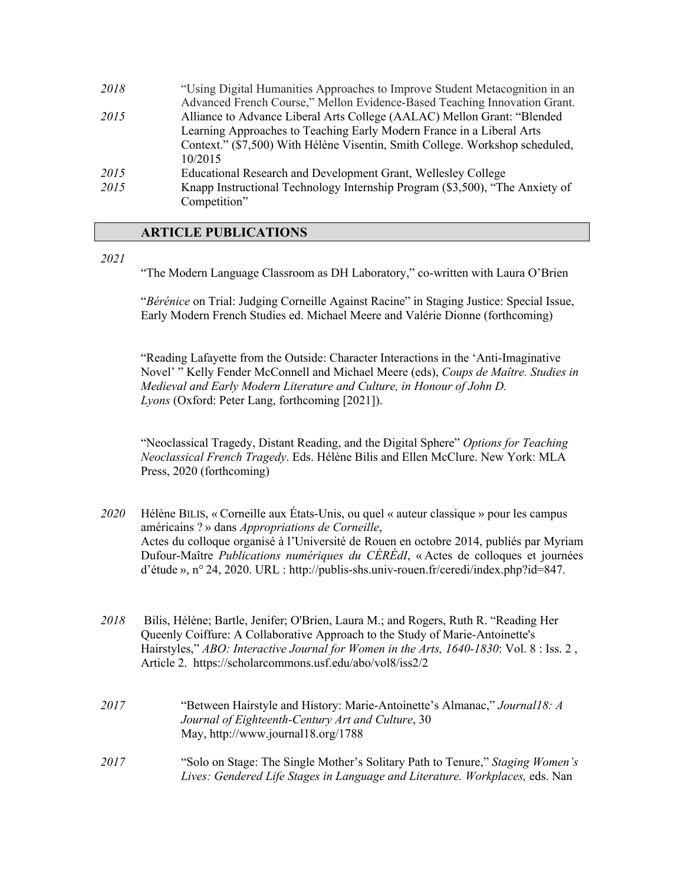*2018* "Using Digital Humanities Approaches to Improve Student Metacognition in an Advanced French Course," Mellon Evidence-Based Teaching Innovation Grant.

*2015* Alliance to Advance Liberal Arts College (AALAC) Mellon Grant: "Blended Learning Approaches to Teaching Early Modern France in a Liberal Arts Context." ($7,500) With Hélène Visentin, Smith College. Workshop scheduled, 10/2015

*2015* Educational Research and Development Grant, Wellesley College

*2015* Knapp Instructional Technology Internship Program ($3,500), "The Anxiety of Competition"

## ARTICLE PUBLICATIONS

*2021*

"The Modern Language Classroom as DH Laboratory," co-written with Laura O'Brien

"*Bérénice* on Trial: Judging Corneille Against Racine" in Staging Justice: Special Issue, Early Modern French Studies ed. Michael Meere and Valérie Dionne (forthcoming)

"Reading Lafayette from the Outside: Character Interactions in the 'Anti-Imaginative Novel' " Kelly Fender McConnell and Michael Meere (eds), *Coups de Maître. Studies in Medieval and Early Modern Literature and Culture, in Honour of John D. Lyons* (Oxford: Peter Lang, forthcoming [2021]).

"Neoclassical Tragedy, Distant Reading, and the Digital Sphere" *Options for Teaching Neoclassical French Tragedy*. Eds. Hélène Bilis and Ellen McClure. New York: MLA Press, 2020 (forthcoming)

*2020* Hélène BILIS, « Corneille aux États-Unis, ou quel « auteur classique » pour les campus américains ? » dans *Appropriations de Corneille*, Actes du colloque organisé à l'Université de Rouen en octobre 2014, publiés par Myriam Dufour-Maître *Publications numériques du CÉRÉdI*, « Actes de colloques et journées d'étude », n° 24, 2020. URL : http://publis-shs.univ-rouen.fr/ceredi/index.php?id=847.

*2018* Bilis, Hélène; Bartle, Jenifer; O'Brien, Laura M.; and Rogers, Ruth R. "Reading Her Queenly Coiffure: A Collaborative Approach to the Study of Marie-Antoinette's Hairstyles," *ABO: Interactive Journal for Women in the Arts, 1640-1830*: Vol. 8 : Iss. 2 , Article 2. https://scholarcommons.usf.edu/abo/vol8/iss2/2

*2017* "Between Hairstyle and History: Marie-Antoinette's Almanac," *Journal18: A Journal of Eighteenth-Century Art and Culture*, 30 May, http://www.journal18.org/1788

*2017* "Solo on Stage: The Single Mother's Solitary Path to Tenure," *Staging Women's Lives: Gendered Life Stages in Language and Literature. Workplaces,* eds. Nan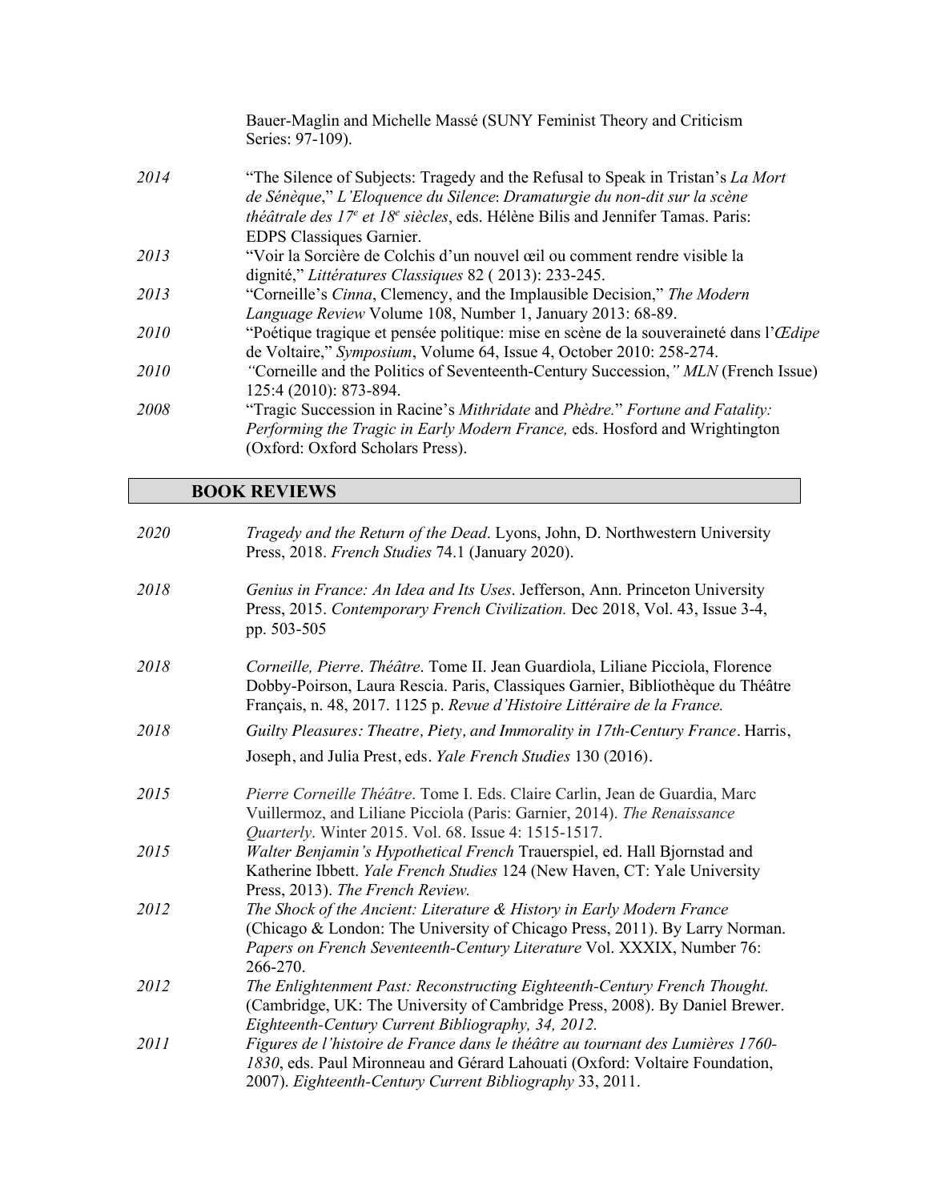Bauer-Maglin and Michelle Massé (SUNY Feminist Theory and Criticism Series: 97-109).

*2014* "The Silence of Subjects: Tragedy and the Refusal to Speak in Tristan's *La Mort de Sénèque*," *L'Eloquence du Silence*: *Dramaturgie du non-dit sur la scène théâtrale des 17e et 18e siècles*, eds. Hélène Bilis and Jennifer Tamas. Paris: EDPS Classiques Garnier.

*2013* "Voir la Sorcière de Colchis d'un nouvel œil ou comment rendre visible la dignité," *Littératures Classiques* 82 ( 2013): 233-245.

*2013* "Corneille's *Cinna*, Clemency, and the Implausible Decision," *The Modern Language Review* Volume 108, Number 1, January 2013: 68-89.

*2010* "Poétique tragique et pensée politique: mise en scène de la souveraineté dans l'*Œdipe* de Voltaire," *Symposium*, Volume 64, Issue 4, October 2010: 258-274.

*2010* "Corneille and the Politics of Seventeenth-Century Succession," *MLN* (French Issue) 125:4 (2010): 873-894.

*2008* "Tragic Succession in Racine's *Mithridate* and *Phèdre.*" *Fortune and Fatality: Performing the Tragic in Early Modern France,* eds. Hosford and Wrightington (Oxford: Oxford Scholars Press).

## BOOK REVIEWS

*2020* *Tragedy and the Return of the Dead*. Lyons, John, D. Northwestern University Press, 2018. *French Studies* 74.1 (January 2020).

*2018* *Genius in France: An Idea and Its Uses*. Jefferson, Ann. Princeton University Press, 2015. *Contemporary French Civilization.* Dec 2018, Vol. 43, Issue 3-4, pp. 503-505

*2018* *Corneille, Pierre*. *Théâtre*. Tome II. Jean Guardiola, Liliane Picciola, Florence Dobby-Poirson, Laura Rescia. Paris, Classiques Garnier, Bibliothèque du Théâtre Français, n. 48, 2017. 1125 p. *Revue d'Histoire Littéraire de la France.*

*2018* *Guilty Pleasures: Theatre, Piety, and Immorality in 17th-Century France*. Harris, Joseph, and Julia Prest, eds. *Yale French Studies* 130 (2016).

*2015* *Pierre Corneille Théâtre*. Tome I. Eds. Claire Carlin, Jean de Guardia, Marc Vuillermoz, and Liliane Picciola (Paris: Garnier, 2014). *The Renaissance Quarterly*. Winter 2015. Vol. 68. Issue 4: 1515-1517.

*2015* *Walter Benjamin's Hypothetical French* Trauerspiel, ed. Hall Bjornstad and Katherine Ibbett. *Yale French Studies* 124 (New Haven, CT: Yale University Press, 2013). *The French Review.*

*2012* *The Shock of the Ancient: Literature & History in Early Modern France* (Chicago & London: The University of Chicago Press, 2011). By Larry Norman. *Papers on French Seventeenth-Century Literature* Vol. XXXIX, Number 76: 266-270.

*2012* *The Enlightenment Past: Reconstructing Eighteenth-Century French Thought.* (Cambridge, UK: The University of Cambridge Press, 2008). By Daniel Brewer. *Eighteenth-Century Current Bibliography, 34, 2012.*

*2011* *Figures de l'histoire de France dans le théâtre au tournant des Lumières 1760-1830*, eds. Paul Mironneau and Gérard Lahouati (Oxford: Voltaire Foundation, 2007). *Eighteenth-Century Current Bibliography* 33, 2011.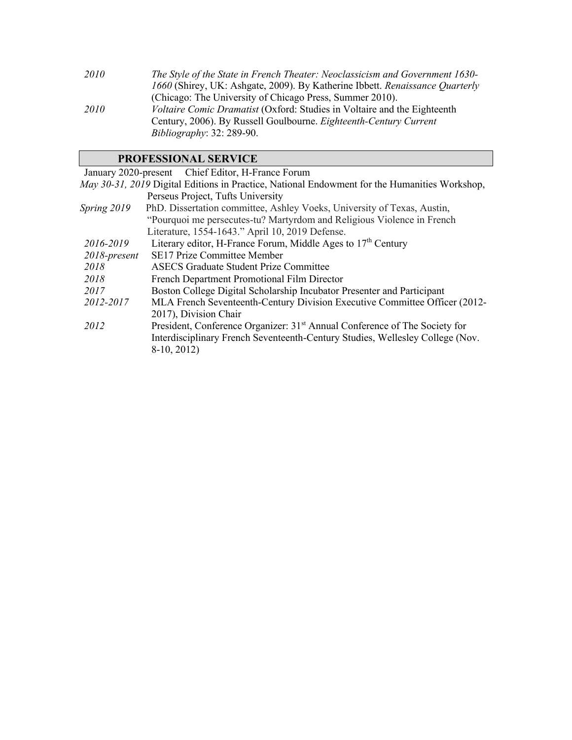*2010* *The Style of the State in French Theater: Neoclassicism and Government 1630-1660* (Shirey, UK: Ashgate, 2009). By Katherine Ibbett. *Renaissance Quarterly* (Chicago: The University of Chicago Press, Summer 2010).

*2010* *Voltaire Comic Dramatist* (Oxford: Studies in Voltaire and the Eighteenth Century, 2006). By Russell Goulbourne. *Eighteenth-Century Current Bibliography*: 32: 289-90.

## PROFESSIONAL SERVICE

January 2020-present Chief Editor, H-France Forum

*May 30-31, 2019* Digital Editions in Practice, National Endowment for the Humanities Workshop, Perseus Project, Tufts University

*Spring 2019* PhD. Dissertation committee, Ashley Voeks, University of Texas, Austin, "Pourquoi me persecutes-tu? Martyrdom and Religious Violence in French Literature, 1554-1643." April 10, 2019 Defense.

*2016-2019* Literary editor, H-France Forum, Middle Ages to 17th Century

*2018-present* SE17 Prize Committee Member

*2018* ASECS Graduate Student Prize Committee

*2018* French Department Promotional Film Director

*2017* Boston College Digital Scholarship Incubator Presenter and Participant

*2012-2017* MLA French Seventeenth-Century Division Executive Committee Officer (2012-2017), Division Chair

*2012* President, Conference Organizer: 31st Annual Conference of The Society for Interdisciplinary French Seventeenth-Century Studies, Wellesley College (Nov. 8-10, 2012)